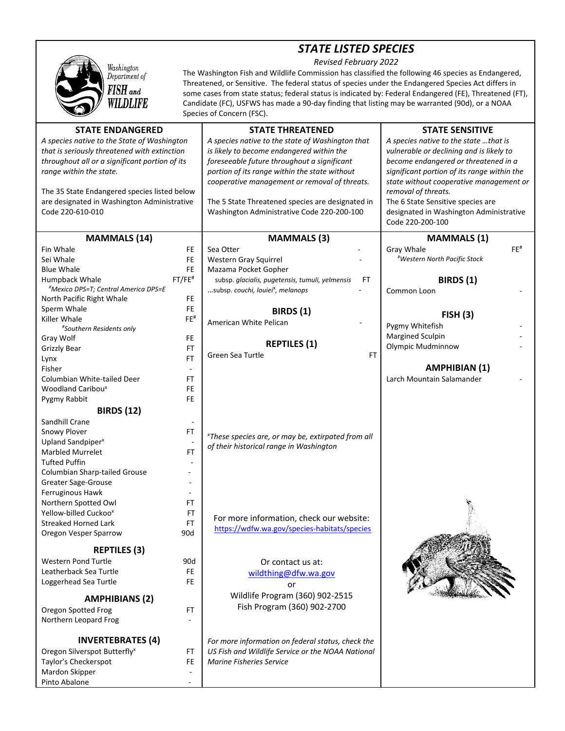# STATE LISTED SPECIES

*Revised February 2022*

The Washington Fish and Wildlife Commission has classified the following 46 species as Endangered, Threatened, or Sensitive. The federal status of species under the Endangered Species Act differs in some cases from state status; federal status is indicated by: Federal Endangered (FE), Threatened (FT), Candidate (FC), USFWS has made a 90-day finding that listing may be warranted (90d), or a NOAA Species of Concern (FSC).

## STATE ENDANGERED

*A species native to the State of Washington that is seriously threatened with extinction throughout all or a significant portion of its range within the state.*

The 35 State Endangered species listed below are designated in Washington Administrative Code 220-610-010

### MAMMALS (14)

| Species | Federal Status |
|---|---|
| Fin Whale | FE |
| Sei Whale | FE |
| Blue Whale | FE |
| Humpback Whale | FT/FE[#] |
| *[#]Mexico DPS=T; Central America DPS=E* | |
| North Pacific Right Whale | FE |
| Sperm Whale | FE |
| Killer Whale | FE[#] |
| *[#]Southern Residents only* | |
| Gray Wolf | FE |
| Grizzly Bear | FT |
| Lynx | FT |
| Fisher | - |
| Columbian White-tailed Deer | FT |
| Woodland Caribou[x] | FE |
| Pygmy Rabbit | FE |

### BIRDS (12)

| Species | Federal Status |
|---|---|
| Sandhill Crane | - |
| Snowy Plover | FT |
| Upland Sandpiper[x] | - |
| Marbled Murrelet | FT |
| Tufted Puffin | - |
| Columbian Sharp-tailed Grouse | - |
| Greater Sage-Grouse | - |
| Ferruginous Hawk | - |
| Northern Spotted Owl | FT |
| Yellow-billed Cuckoo[x] | FT |
| Streaked Horned Lark | FT |
| Oregon Vesper Sparrow | 90d |

### REPTILES (3)

| Species | Federal Status |
|---|---|
| Western Pond Turtle | 90d |
| Leatherback Sea Turtle | FE |
| Loggerhead Sea Turtle | FE |

### AMPHIBIANS (2)

| Species | Federal Status |
|---|---|
| Oregon Spotted Frog | FT |
| Northern Leopard Frog | - |

### INVERTEBRATES (4)

| Species | Federal Status |
|---|---|
| Oregon Silverspot Butterfly[x] | FT |
| Taylor's Checkerspot | FE |
| Mardon Skipper | - |
| Pinto Abalone | - |

## STATE THREATENED

*A species native to the state of Washington that is likely to become endangered within the foreseeable future throughout a significant portion of its range within the state without cooperative management or removal of threats.*

The 5 State Threatened species are designated in Washington Administrative Code 220-200-100

### MAMMALS (3)

| Species | Federal Status |
|---|---|
| Sea Otter | - |
| Western Gray Squirrel | - |
| Mazama Pocket Gopher | |
| subsp. *glacialis, pugetensis, tumuli, yelmensis* | FT |
| …subsp. *couchi, louiei*[x]*, melanops* | - |

### BIRDS (1)

| Species | Federal Status |
|---|---|
| American White Pelican | - |

### REPTILES (1)

| Species | Federal Status |
|---|---|
| Green Sea Turtle | FT |

*[x]These species are, or may be, extirpated from all of their historical range in Washington*

For more information, check our website:
https://wdfw.wa.gov/species-habitats/species

Or contact us at:
wildthing@dfw.wa.gov
or
Wildlife Program (360) 902-2515
Fish Program (360) 902-2700

*For more information on federal status, check the US Fish and Wildlife Service or the NOAA National Marine Fisheries Service*

## STATE SENSITIVE

*A species native to the state …that is vulnerable or declining and is likely to become endangered or threatened in a significant portion of its range within the state without cooperative management or removal of threats.*

The 6 State Sensitive species are designated in Washington Administrative Code 220-200-100

### MAMMALS (1)

| Species | Federal Status |
|---|---|
| Gray Whale | FE[#] |
| *[#]Western North Pacific Stock* | |

### BIRDS (1)

| Species | Federal Status |
|---|---|
| Common Loon | - |

### FISH (3)

| Species | Federal Status |
|---|---|
| Pygmy Whitefish | - |
| Margined Sculpin | - |
| Olympic Mudminnow | - |

### AMPHIBIAN (1)

| Species | Federal Status |
|---|---|
| Larch Mountain Salamander | - |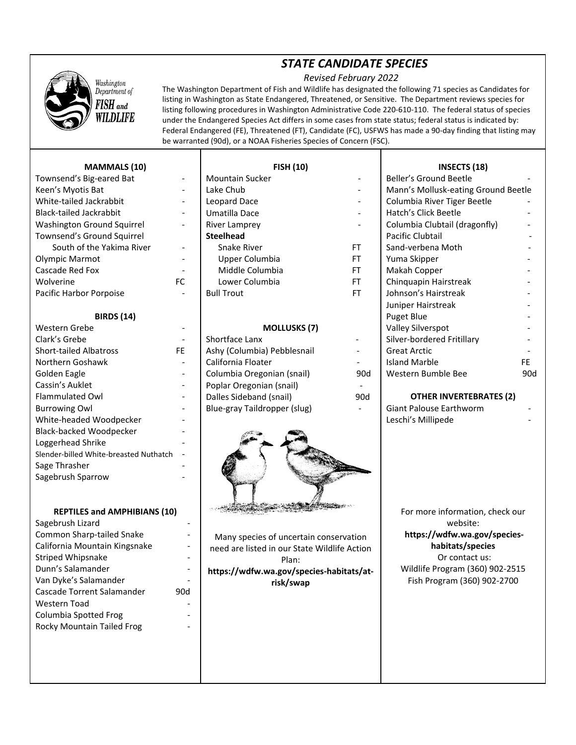# STATE CANDIDATE SPECIES

*Revised February 2022*

The Washington Department of Fish and Wildlife has designated the following 71 species as Candidates for listing in Washington as State Endangered, Threatened, or Sensitive. The Department reviews species for listing following procedures in Washington Administrative Code 220-610-110. The federal status of species under the Endangered Species Act differs in some cases from state status; federal status is indicated by: Federal Endangered (FE), Threatened (FT), Candidate (FC), USFWS has made a 90-day finding that listing may be warranted (90d), or a NOAA Fisheries Species of Concern (FSC).

### MAMMALS (10)

| | |
|---|---|
| Townsend's Big-eared Bat | - |
| Keen's Myotis Bat | - |
| White-tailed Jackrabbit | - |
| Black-tailed Jackrabbit | - |
| Washington Ground Squirrel | - |
| Townsend's Ground Squirrel South of the Yakima River | - |
| Olympic Marmot | - |
| Cascade Red Fox | - |
| Wolverine | FC |
| Pacific Harbor Porpoise | - |

### BIRDS (14)

| | |
|---|---|
| Western Grebe | - |
| Clark's Grebe | - |
| Short-tailed Albatross | FE |
| Northern Goshawk | - |
| Golden Eagle | - |
| Cassin's Auklet | - |
| Flammulated Owl | - |
| Burrowing Owl | - |
| White-headed Woodpecker | - |
| Black-backed Woodpecker | - |
| Loggerhead Shrike | - |
| Slender-billed White-breasted Nuthatch | - |
| Sage Thrasher | - |
| Sagebrush Sparrow | - |

### REPTILES and AMPHIBIANS (10)

| | |
|---|---|
| Sagebrush Lizard | - |
| Common Sharp-tailed Snake | - |
| California Mountain Kingsnake | - |
| Striped Whipsnake | - |
| Dunn's Salamander | - |
| Van Dyke's Salamander | - |
| Cascade Torrent Salamander | 90d |
| Western Toad | - |
| Columbia Spotted Frog | - |
| Rocky Mountain Tailed Frog | - |

### FISH (10)

| | |
|---|---|
| Mountain Sucker | - |
| Lake Chub | - |
| Leopard Dace | - |
| Umatilla Dace | - |
| River Lamprey | - |
| **Steelhead** | |
| Snake River | FT |
| Upper Columbia | FT |
| Middle Columbia | FT |
| Lower Columbia | FT |
| Bull Trout | FT |

### MOLLUSKS (7)

| | |
|---|---|
| Shortface Lanx | - |
| Ashy (Columbia) Pebblesnail | - |
| California Floater | - |
| Columbia Oregonian (snail) | 90d |
| Poplar Oregonian (snail) | - |
| Dalles Sideband (snail) | 90d |
| Blue-gray Taildropper (slug) | - |

Many species of uncertain conservation need are listed in our State Wildlife Action Plan:
**https://wdfw.wa.gov/species-habitats/at-risk/swap**

### INSECTS (18)

| | |
|---|---|
| Beller's Ground Beetle | - |
| Mann's Mollusk-eating Ground Beetle | |
| Columbia River Tiger Beetle | - |
| Hatch's Click Beetle | - |
| Columbia Clubtail (dragonfly) | - |
| Pacific Clubtail | - |
| Sand-verbena Moth | - |
| Yuma Skipper | - |
| Makah Copper | - |
| Chinquapin Hairstreak | - |
| Johnson's Hairstreak | - |
| Juniper Hairstreak | - |
| Puget Blue | - |
| Valley Silverspot | - |
| Silver-bordered Fritillary | - |
| Great Arctic | - |
| Island Marble | FE |
| Western Bumble Bee | 90d |

### OTHER INVERTEBRATES (2)

| | |
|---|---|
| Giant Palouse Earthworm | - |
| Leschi's Millipede | - |

For more information, check our website:
**https://wdfw.wa.gov/species-habitats/species**
Or contact us:
Wildlife Program (360) 902-2515
Fish Program (360) 902-2700